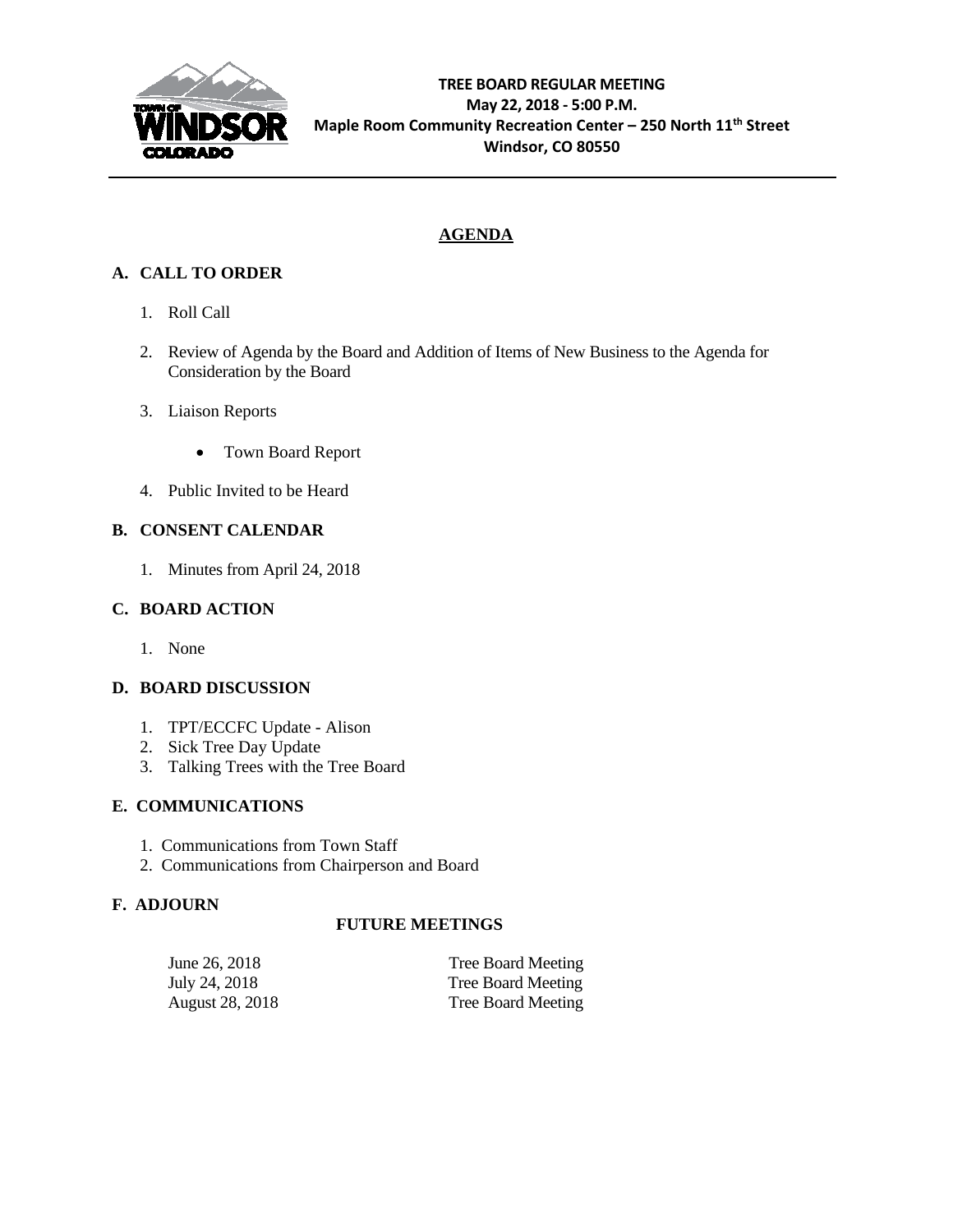**TREE BOARD REGULAR MEETING**
**May 22, 2018 - 5:00 P.M.**
**Maple Room Community Recreation Center – 250 North 11th Street**
**Windsor, CO 80550**

## AGENDA

### A. CALL TO ORDER

1. Roll Call
2. Review of Agenda by the Board and Addition of Items of New Business to the Agenda for Consideration by the Board
3. Liaison Reports
   - Town Board Report
4. Public Invited to be Heard

### B. CONSENT CALENDAR

1. Minutes from April 24, 2018

### C. BOARD ACTION

1. None

### D. BOARD DISCUSSION

1. TPT/ECCFC Update - Alison
2. Sick Tree Day Update
3. Talking Trees with the Tree Board

### E. COMMUNICATIONS

1. Communications from Town Staff
2. Communications from Chairperson and Board

### F. ADJOURN

**FUTURE MEETINGS**

| | |
|---|---|
| June 26, 2018 | Tree Board Meeting |
| July 24, 2018 | Tree Board Meeting |
| August 28, 2018 | Tree Board Meeting |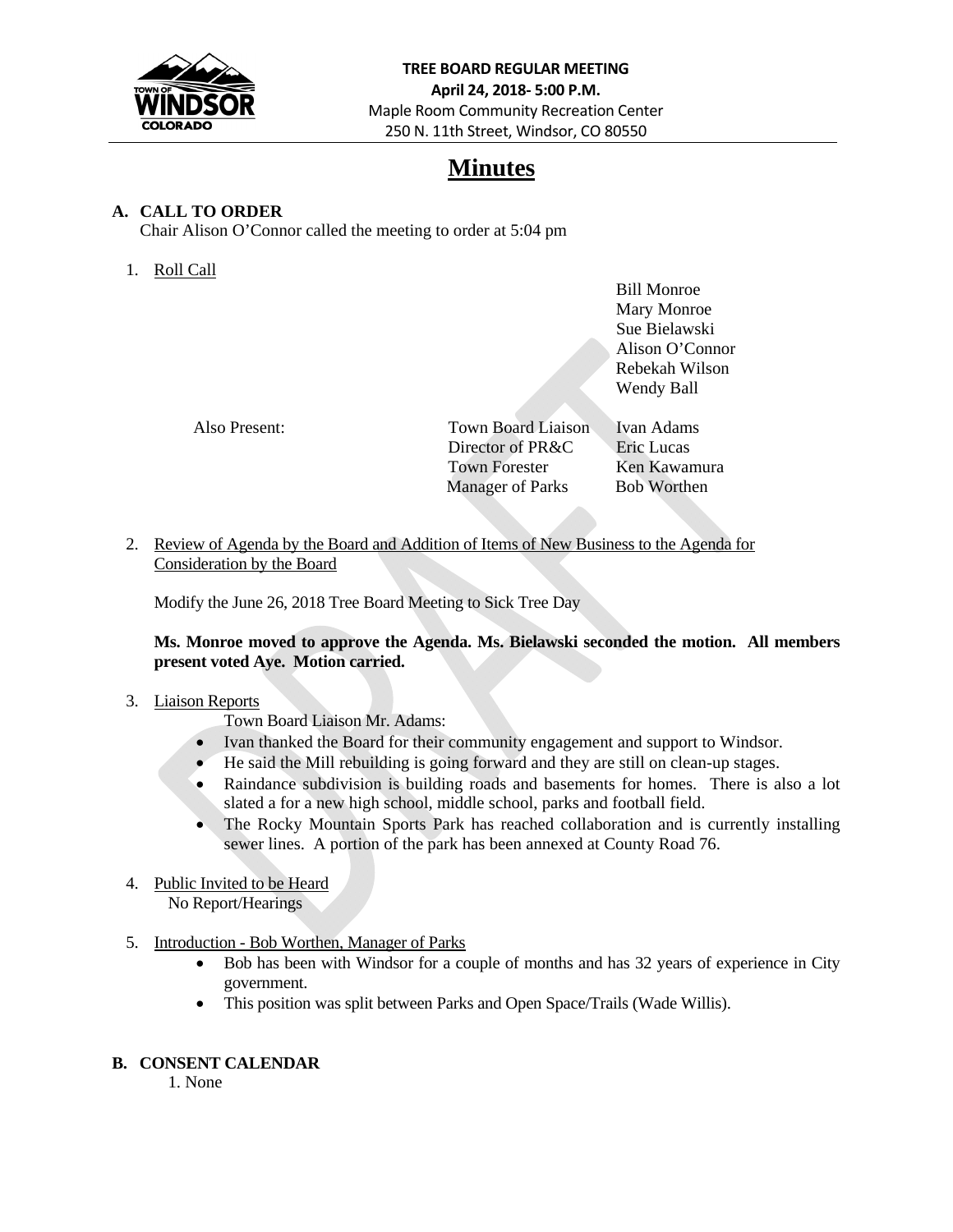**TREE BOARD REGULAR MEETING**
**April 24, 2018- 5:00 P.M.**
Maple Room Community Recreation Center
250 N. 11th Street, Windsor, CO 80550

# Minutes

## A. CALL TO ORDER

Chair Alison O'Connor called the meeting to order at 5:04 pm

1. Roll Call

Bill Monroe
Mary Monroe
Sue Bielawski
Alison O'Connor
Rebekah Wilson
Wendy Ball

| Also Present: | Town Board Liaison | Ivan Adams |
|---|---|---|
| | Director of PR&C | Eric Lucas |
| | Town Forester | Ken Kawamura |
| | Manager of Parks | Bob Worthen |

2. Review of Agenda by the Board and Addition of Items of New Business to the Agenda for Consideration by the Board

   Modify the June 26, 2018 Tree Board Meeting to Sick Tree Day

   **Ms. Monroe moved to approve the Agenda. Ms. Bielawski seconded the motion. All members present voted Aye. Motion carried.**

3. Liaison Reports

   Town Board Liaison Mr. Adams:

   - Ivan thanked the Board for their community engagement and support to Windsor.
   - He said the Mill rebuilding is going forward and they are still on clean-up stages.
   - Raindance subdivision is building roads and basements for homes. There is also a lot slated a for a new high school, middle school, parks and football field.
   - The Rocky Mountain Sports Park has reached collaboration and is currently installing sewer lines. A portion of the park has been annexed at County Road 76.

4. Public Invited to be Heard

   No Report/Hearings

5. Introduction - Bob Worthen, Manager of Parks
   - Bob has been with Windsor for a couple of months and has 32 years of experience in City government.
   - This position was split between Parks and Open Space/Trails (Wade Willis).

## B. CONSENT CALENDAR

1. None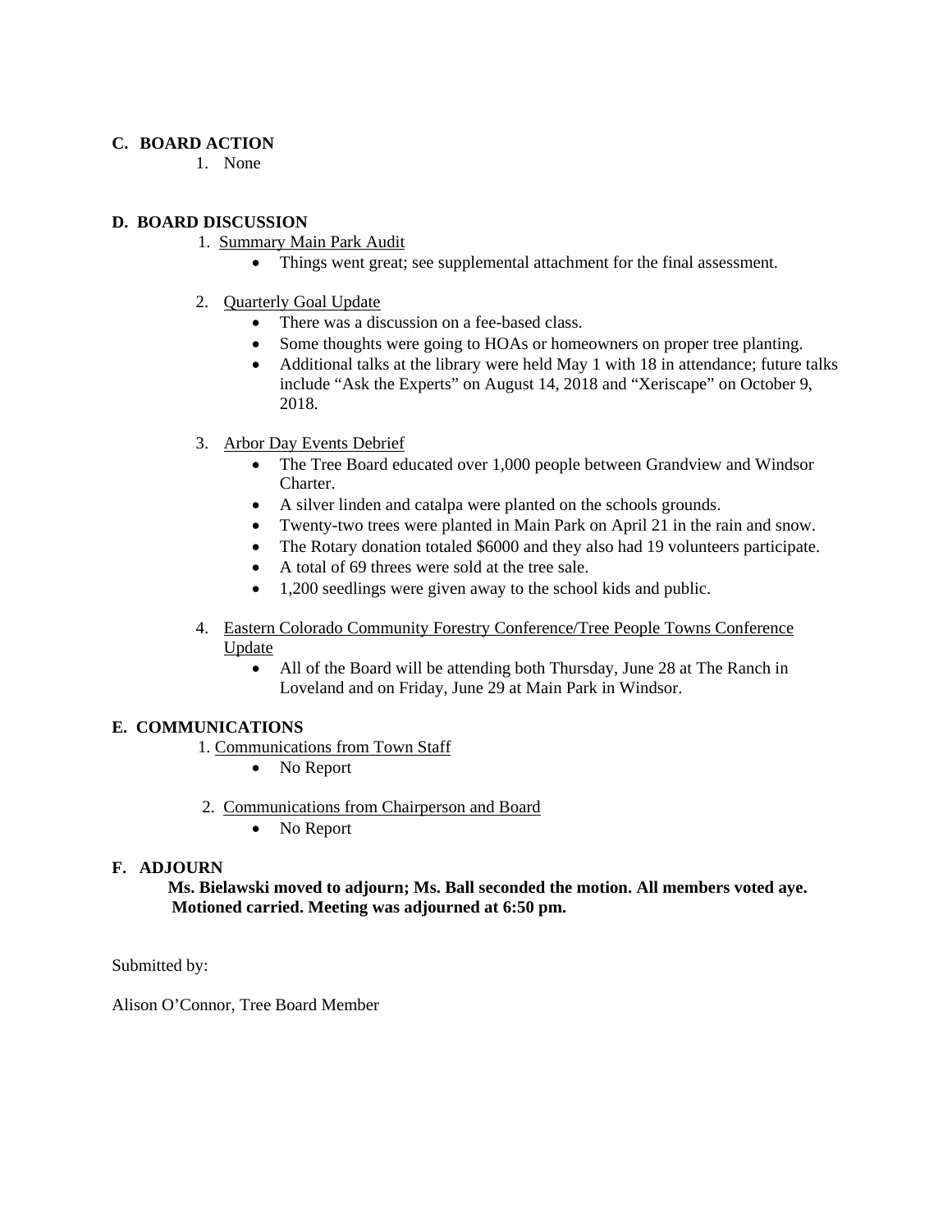**C. BOARD ACTION**

1. None

**D. BOARD DISCUSSION**

1. Summary Main Park Audit
   - Things went great; see supplemental attachment for the final assessment.

2. Quarterly Goal Update
   - There was a discussion on a fee-based class.
   - Some thoughts were going to HOAs or homeowners on proper tree planting.
   - Additional talks at the library were held May 1 with 18 in attendance; future talks include "Ask the Experts" on August 14, 2018 and "Xeriscape" on October 9, 2018.

3. Arbor Day Events Debrief
   - The Tree Board educated over 1,000 people between Grandview and Windsor Charter.
   - A silver linden and catalpa were planted on the schools grounds.
   - Twenty-two trees were planted in Main Park on April 21 in the rain and snow.
   - The Rotary donation totaled $6000 and they also had 19 volunteers participate.
   - A total of 69 threes were sold at the tree sale.
   - 1,200 seedlings were given away to the school kids and public.

4. Eastern Colorado Community Forestry Conference/Tree People Towns Conference Update
   - All of the Board will be attending both Thursday, June 28 at The Ranch in Loveland and on Friday, June 29 at Main Park in Windsor.

**E. COMMUNICATIONS**

1. Communications from Town Staff
   - No Report

2. Communications from Chairperson and Board
   - No Report

**F. ADJOURN**

**Ms. Bielawski moved to adjourn; Ms. Ball seconded the motion. All members voted aye. Motioned carried. Meeting was adjourned at 6:50 pm.**

Submitted by:

Alison O'Connor, Tree Board Member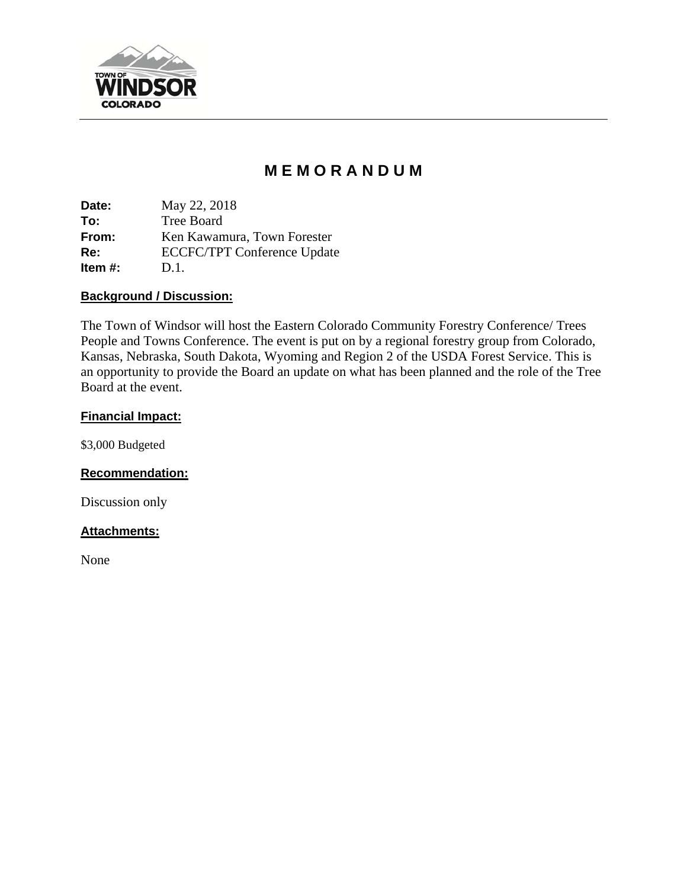# MEMORANDUM

**Date:** May 22, 2018
**To:** Tree Board
**From:** Ken Kawamura, Town Forester
**Re:** ECCFC/TPT Conference Update
**Item #:** D.1.

## Background / Discussion:

The Town of Windsor will host the Eastern Colorado Community Forestry Conference/ Trees People and Towns Conference. The event is put on by a regional forestry group from Colorado, Kansas, Nebraska, South Dakota, Wyoming and Region 2 of the USDA Forest Service. This is an opportunity to provide the Board an update on what has been planned and the role of the Tree Board at the event.

## Financial Impact:

$3,000 Budgeted

## Recommendation:

Discussion only

## Attachments:

None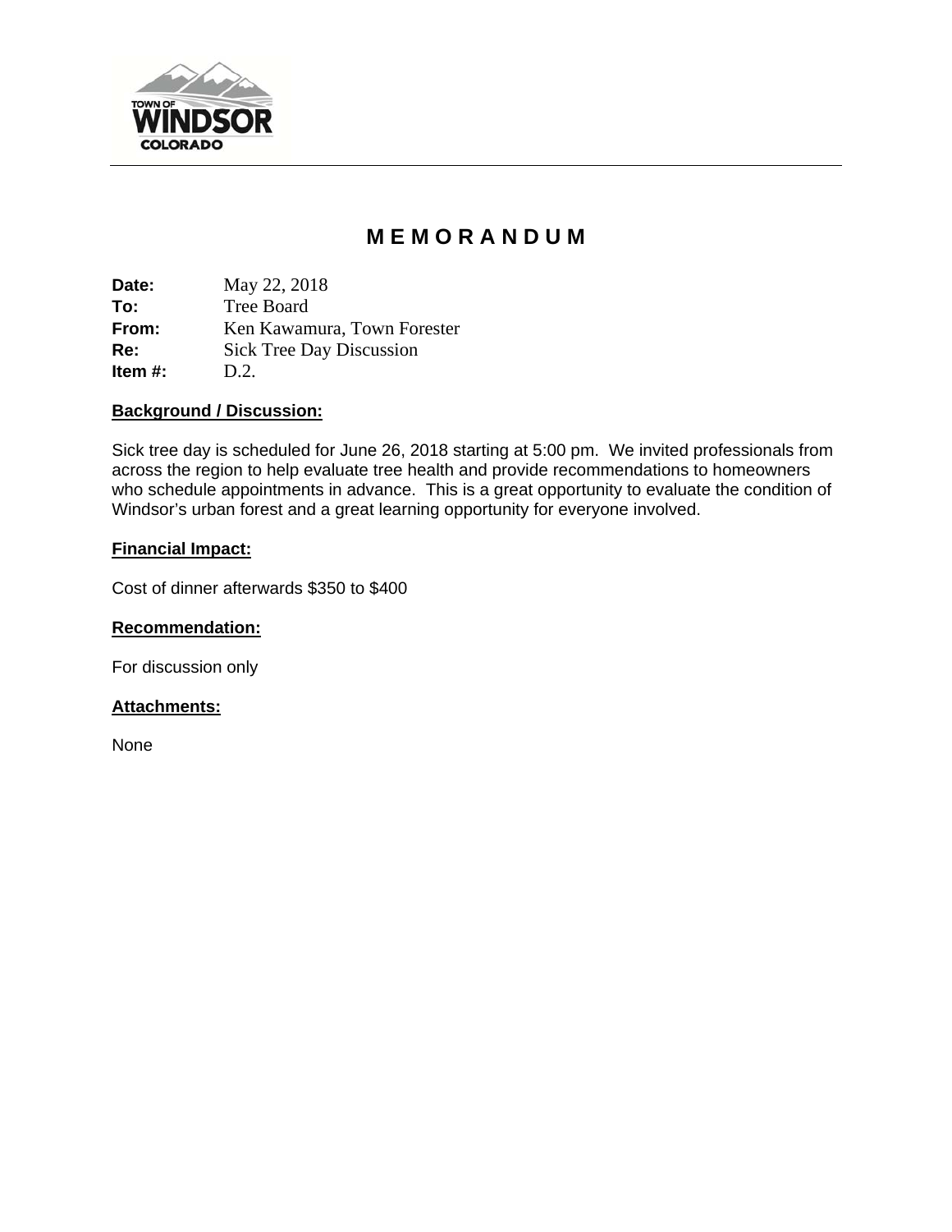TOWN OF WINDSOR COLORADO

# M E M O R A N D U M

**Date:** May 22, 2018
**To:** Tree Board
**From:** Ken Kawamura, Town Forester
**Re:** Sick Tree Day Discussion
**Item #:** D.2.

**Background / Discussion:**

Sick tree day is scheduled for June 26, 2018 starting at 5:00 pm. We invited professionals from across the region to help evaluate tree health and provide recommendations to homeowners who schedule appointments in advance. This is a great opportunity to evaluate the condition of Windsor's urban forest and a great learning opportunity for everyone involved.

**Financial Impact:**

Cost of dinner afterwards $350 to $400

**Recommendation:**

For discussion only

**Attachments:**

None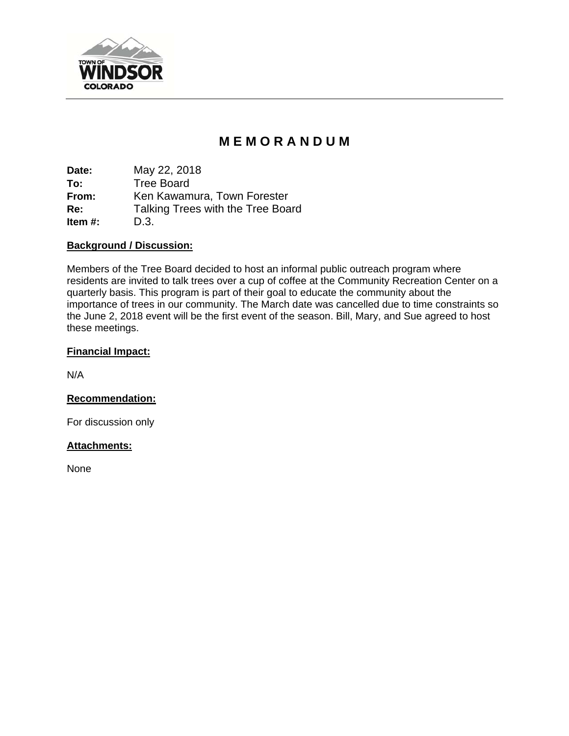# M E M O R A N D U M

**Date:** May 22, 2018
**To:** Tree Board
**From:** Ken Kawamura, Town Forester
**Re:** Talking Trees with the Tree Board
**Item #:** D.3.

**Background / Discussion:**

Members of the Tree Board decided to host an informal public outreach program where residents are invited to talk trees over a cup of coffee at the Community Recreation Center on a quarterly basis. This program is part of their goal to educate the community about the importance of trees in our community. The March date was cancelled due to time constraints so the June 2, 2018 event will be the first event of the season. Bill, Mary, and Sue agreed to host these meetings.

**Financial Impact:**

N/A

**Recommendation:**

For discussion only

**Attachments:**

None